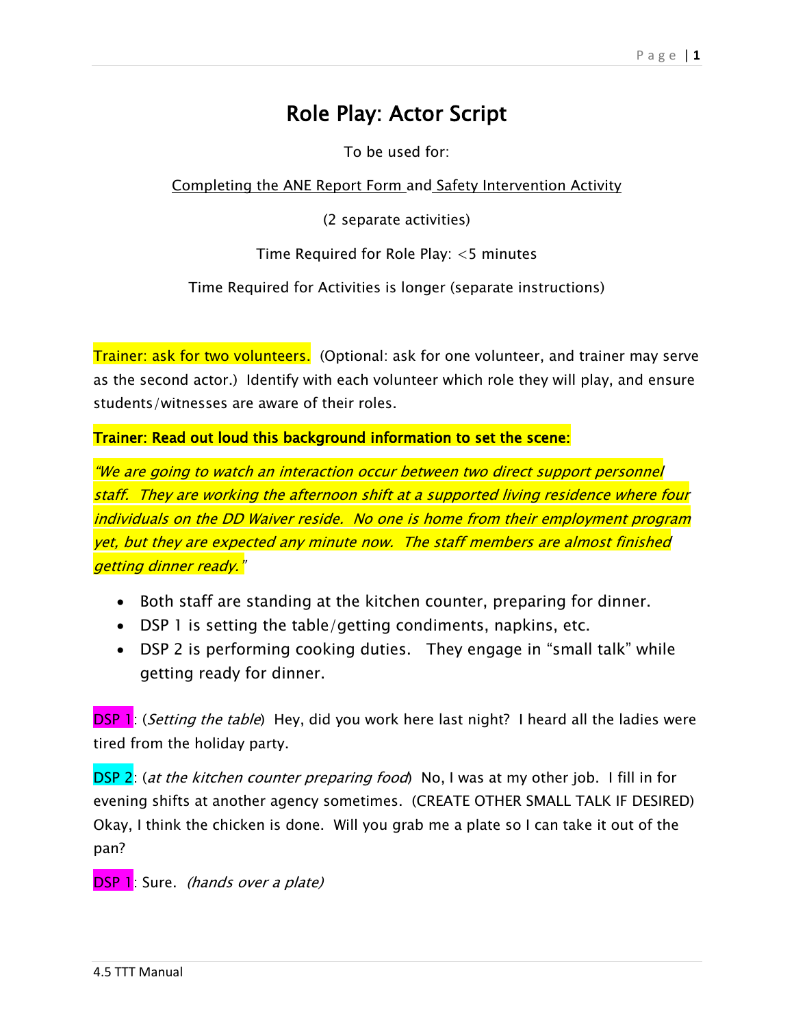# Role Play: Actor Script

To be used for:

Completing the ANE Report Form and Safety Intervention Activity

(2 separate activities)

Time Required for Role Play: <5 minutes

Time Required for Activities is longer (separate instructions)

Trainer: ask for two volunteers. (Optional: ask for one volunteer, and trainer may serve as the second actor.) Identify with each volunteer which role they will play, and ensure students/witnesses are aware of their roles.

**Trainer: Read out loud this background information to set the scene:**

*"We are going to watch an interaction occur between two direct support personnel staff. They are working the afternoon shift at a supported living residence where four individuals on the DD Waiver reside. No one is home from their employment program yet, but they are expected any minute now. The staff members are almost finished getting dinner ready."*

- Both staff are standing at the kitchen counter, preparing for dinner.
- DSP 1 is setting the table/getting condiments, napkins, etc.
- DSP 2 is performing cooking duties. They engage in "small talk" while getting ready for dinner.

DSP 1: (*Setting the table*) Hey, did you work here last night? I heard all the ladies were tired from the holiday party.

DSP 2: (*at the kitchen counter preparing food*) No, I was at my other job. I fill in for evening shifts at another agency sometimes. (CREATE OTHER SMALL TALK IF DESIRED) Okay, I think the chicken is done. Will you grab me a plate so I can take it out of the pan?

DSP 1: Sure. *(hands over a plate)*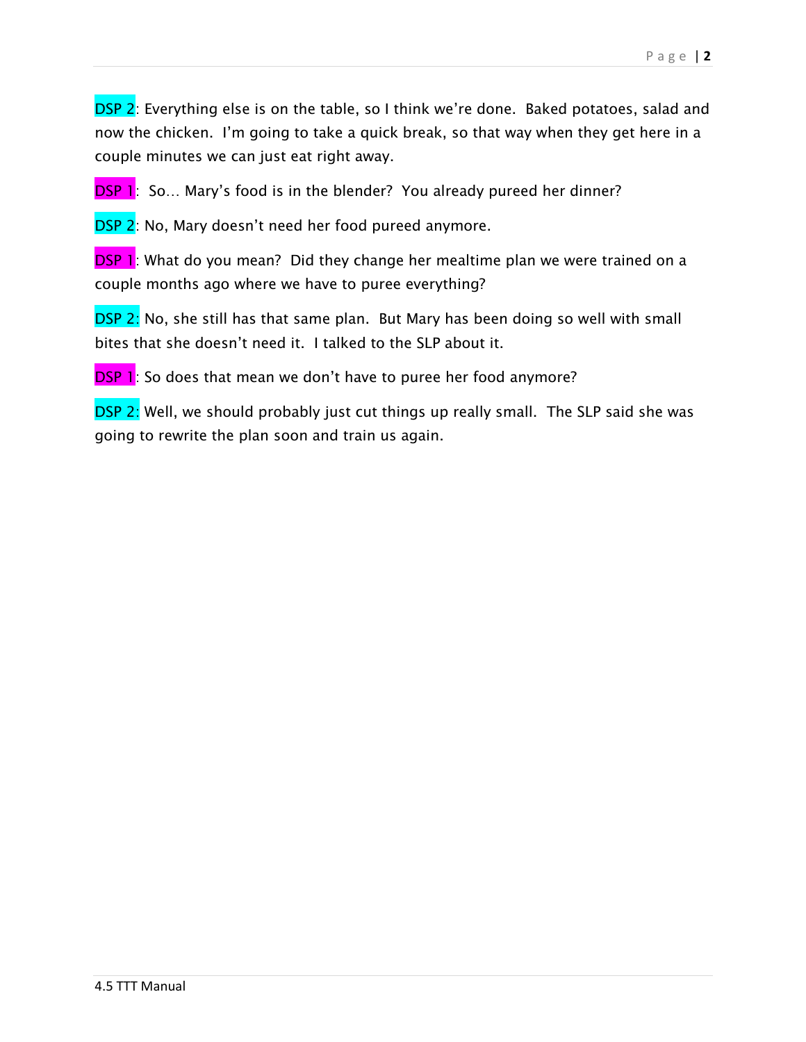DSP 2: Everything else is on the table, so I think we're done. Baked potatoes, salad and now the chicken. I'm going to take a quick break, so that way when they get here in a couple minutes we can just eat right away.

DSP 1: So… Mary's food is in the blender? You already pureed her dinner?

DSP 2: No, Mary doesn't need her food pureed anymore.

DSP 1: What do you mean? Did they change her mealtime plan we were trained on a couple months ago where we have to puree everything?

DSP 2: No, she still has that same plan. But Mary has been doing so well with small bites that she doesn't need it. I talked to the SLP about it.

DSP 1: So does that mean we don't have to puree her food anymore?

DSP 2: Well, we should probably just cut things up really small. The SLP said she was going to rewrite the plan soon and train us again.